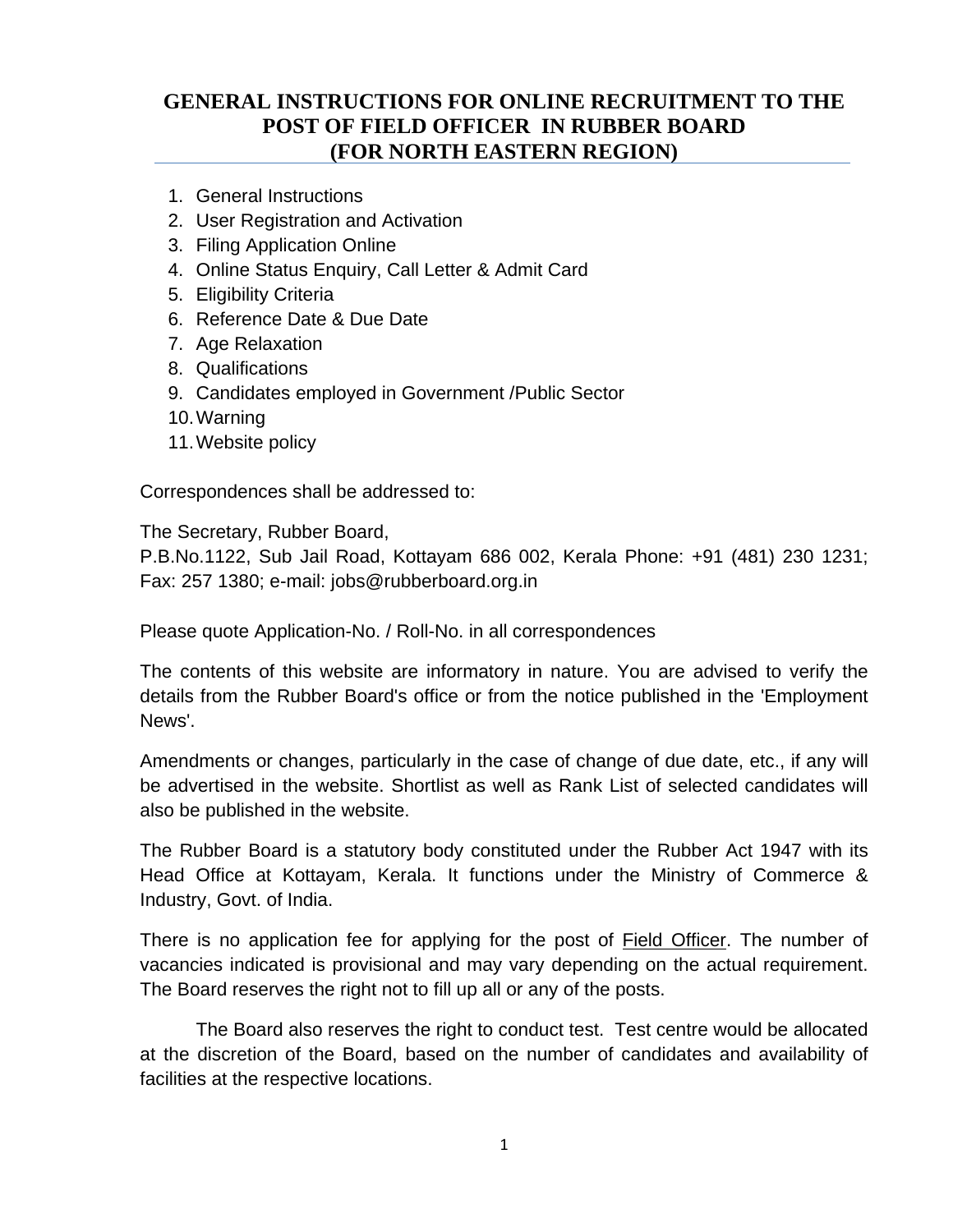# GENERAL INSTRUCTIONS FOR ONLINE RECRUITMENT TO THE POST OF FIELD OFFICER IN RUBBER BOARD (FOR NORTH EASTERN REGION)

1. General Instructions
2. User Registration and Activation
3. Filing Application Online
4. Online Status Enquiry, Call Letter & Admit Card
5. Eligibility Criteria
6. Reference Date & Due Date
7. Age Relaxation
8. Qualifications
9. Candidates employed in Government /Public Sector
10. Warning
11. Website policy

Correspondences shall be addressed to:

The Secretary, Rubber Board,
P.B.No.1122, Sub Jail Road, Kottayam 686 002, Kerala Phone: +91 (481) 230 1231; Fax: 257 1380; e-mail: jobs@rubberboard.org.in

Please quote Application-No. / Roll-No. in all correspondences

The contents of this website are informatory in nature. You are advised to verify the details from the Rubber Board's office or from the notice published in the 'Employment News'.

Amendments or changes, particularly in the case of change of due date, etc., if any will be advertised in the website. Shortlist as well as Rank List of selected candidates will also be published in the website.

The Rubber Board is a statutory body constituted under the Rubber Act 1947 with its Head Office at Kottayam, Kerala. It functions under the Ministry of Commerce & Industry, Govt. of India.

There is no application fee for applying for the post of Field Officer. The number of vacancies indicated is provisional and may vary depending on the actual requirement. The Board reserves the right not to fill up all or any of the posts.

The Board also reserves the right to conduct test. Test centre would be allocated at the discretion of the Board, based on the number of candidates and availability of facilities at the respective locations.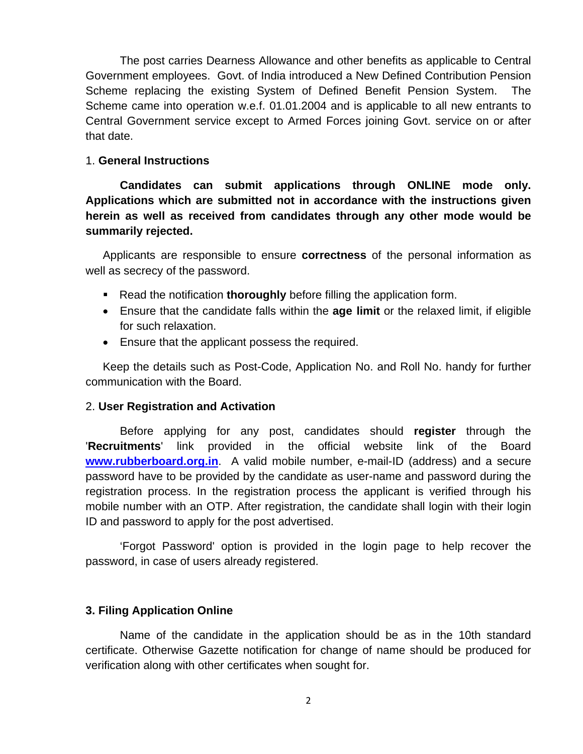The post carries Dearness Allowance and other benefits as applicable to Central Government employees. Govt. of India introduced a New Defined Contribution Pension Scheme replacing the existing System of Defined Benefit Pension System. The Scheme came into operation w.e.f. 01.01.2004 and is applicable to all new entrants to Central Government service except to Armed Forces joining Govt. service on or after that date.

1. **General Instructions**

**Candidates can submit applications through ONLINE mode only. Applications which are submitted not in accordance with the instructions given herein as well as received from candidates through any other mode would be summarily rejected.**

Applicants are responsible to ensure **correctness** of the personal information as well as secrecy of the password.

- Read the notification **thoroughly** before filling the application form.
- Ensure that the candidate falls within the **age limit** or the relaxed limit, if eligible for such relaxation.
- Ensure that the applicant possess the required.

Keep the details such as Post-Code, Application No. and Roll No. handy for further communication with the Board.

2. **User Registration and Activation**

Before applying for any post, candidates should **register** through the '**Recruitments**' link provided in the official website link of the Board **www.rubberboard.org.in**. A valid mobile number, e-mail-ID (address) and a secure password have to be provided by the candidate as user-name and password during the registration process. In the registration process the applicant is verified through his mobile number with an OTP. After registration, the candidate shall login with their login ID and password to apply for the post advertised.

'Forgot Password' option is provided in the login page to help recover the password, in case of users already registered.

**3. Filing Application Online**

Name of the candidate in the application should be as in the 10th standard certificate. Otherwise Gazette notification for change of name should be produced for verification along with other certificates when sought for.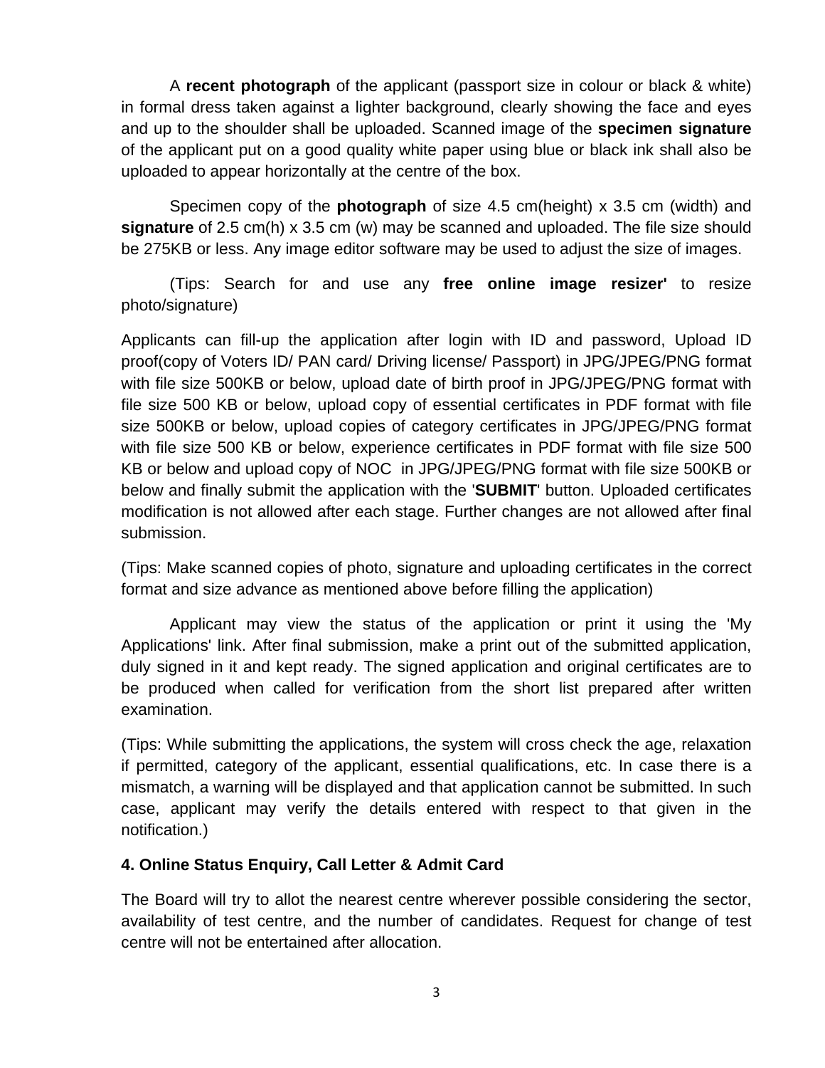A **recent photograph** of the applicant (passport size in colour or black & white) in formal dress taken against a lighter background, clearly showing the face and eyes and up to the shoulder shall be uploaded. Scanned image of the **specimen signature** of the applicant put on a good quality white paper using blue or black ink shall also be uploaded to appear horizontally at the centre of the box.

Specimen copy of the **photograph** of size 4.5 cm(height) x 3.5 cm (width) and **signature** of 2.5 cm(h) x 3.5 cm (w) may be scanned and uploaded. The file size should be 275KB or less. Any image editor software may be used to adjust the size of images.

(Tips: Search for and use any **free online image resizer'** to resize photo/signature)

Applicants can fill-up the application after login with ID and password, Upload ID proof(copy of Voters ID/ PAN card/ Driving license/ Passport) in JPG/JPEG/PNG format with file size 500KB or below, upload date of birth proof in JPG/JPEG/PNG format with file size 500 KB or below, upload copy of essential certificates in PDF format with file size 500KB or below, upload copies of category certificates in JPG/JPEG/PNG format with file size 500 KB or below, experience certificates in PDF format with file size 500 KB or below and upload copy of NOC in JPG/JPEG/PNG format with file size 500KB or below and finally submit the application with the '**SUBMIT**' button. Uploaded certificates modification is not allowed after each stage. Further changes are not allowed after final submission.

(Tips: Make scanned copies of photo, signature and uploading certificates in the correct format and size advance as mentioned above before filling the application)

Applicant may view the status of the application or print it using the 'My Applications' link. After final submission, make a print out of the submitted application, duly signed in it and kept ready. The signed application and original certificates are to be produced when called for verification from the short list prepared after written examination.

(Tips: While submitting the applications, the system will cross check the age, relaxation if permitted, category of the applicant, essential qualifications, etc. In case there is a mismatch, a warning will be displayed and that application cannot be submitted. In such case, applicant may verify the details entered with respect to that given in the notification.)

**4. Online Status Enquiry, Call Letter & Admit Card**

The Board will try to allot the nearest centre wherever possible considering the sector, availability of test centre, and the number of candidates. Request for change of test centre will not be entertained after allocation.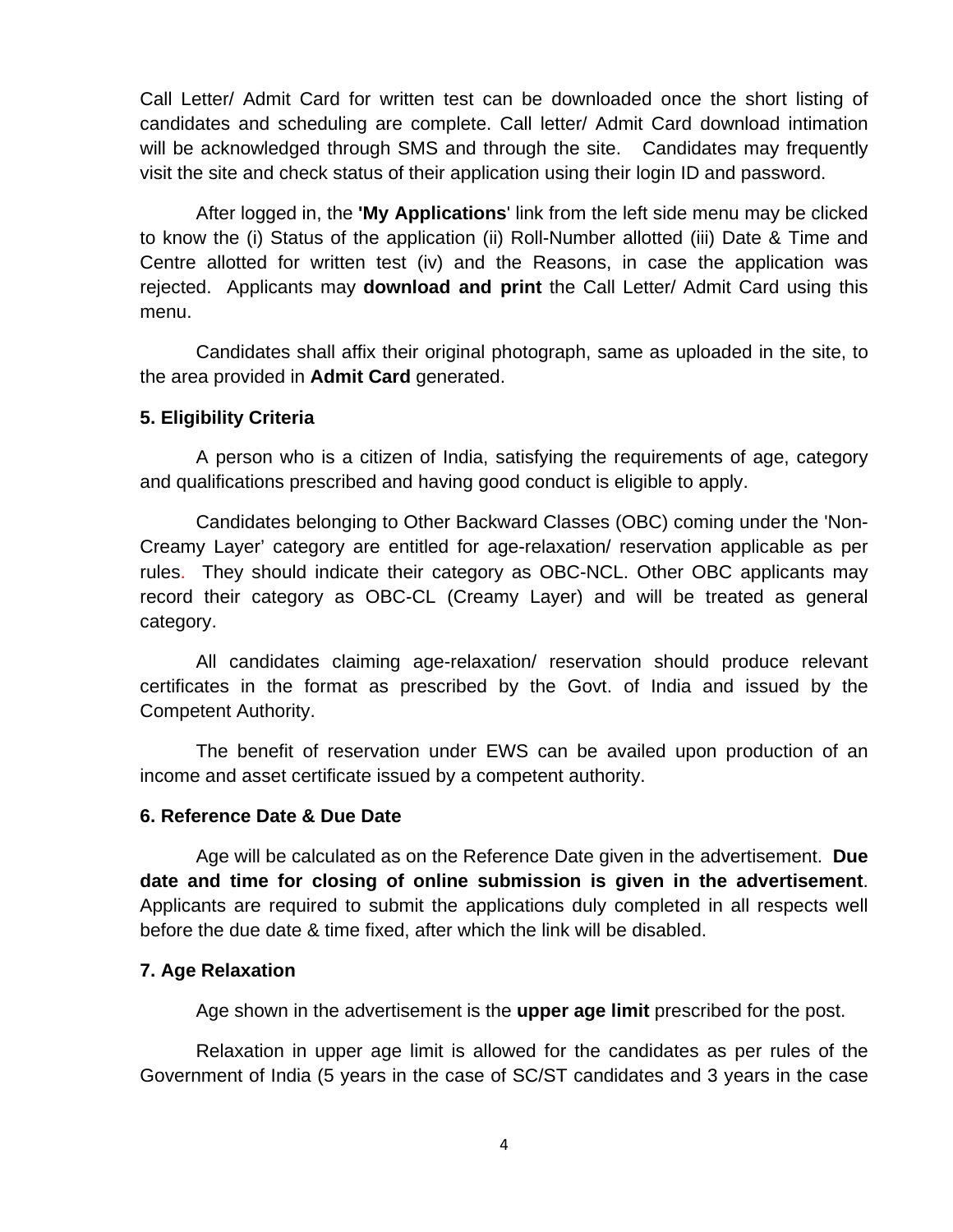Call Letter/ Admit Card for written test can be downloaded once the short listing of candidates and scheduling are complete. Call letter/ Admit Card download intimation will be acknowledged through SMS and through the site. Candidates may frequently visit the site and check status of their application using their login ID and password.

After logged in, the **'My Applications**' link from the left side menu may be clicked to know the (i) Status of the application (ii) Roll-Number allotted (iii) Date & Time and Centre allotted for written test (iv) and the Reasons, in case the application was rejected. Applicants may **download and print** the Call Letter/ Admit Card using this menu.

Candidates shall affix their original photograph, same as uploaded in the site, to the area provided in **Admit Card** generated.

**5. Eligibility Criteria**

A person who is a citizen of India, satisfying the requirements of age, category and qualifications prescribed and having good conduct is eligible to apply.

Candidates belonging to Other Backward Classes (OBC) coming under the 'Non-Creamy Layer' category are entitled for age-relaxation/ reservation applicable as per rules. They should indicate their category as OBC-NCL. Other OBC applicants may record their category as OBC-CL (Creamy Layer) and will be treated as general category.

All candidates claiming age-relaxation/ reservation should produce relevant certificates in the format as prescribed by the Govt. of India and issued by the Competent Authority.

The benefit of reservation under EWS can be availed upon production of an income and asset certificate issued by a competent authority.

**6. Reference Date & Due Date**

Age will be calculated as on the Reference Date given in the advertisement. **Due date and time for closing of online submission is given in the advertisement**. Applicants are required to submit the applications duly completed in all respects well before the due date & time fixed, after which the link will be disabled.

**7. Age Relaxation**

Age shown in the advertisement is the **upper age limit** prescribed for the post.

Relaxation in upper age limit is allowed for the candidates as per rules of the Government of India (5 years in the case of SC/ST candidates and 3 years in the case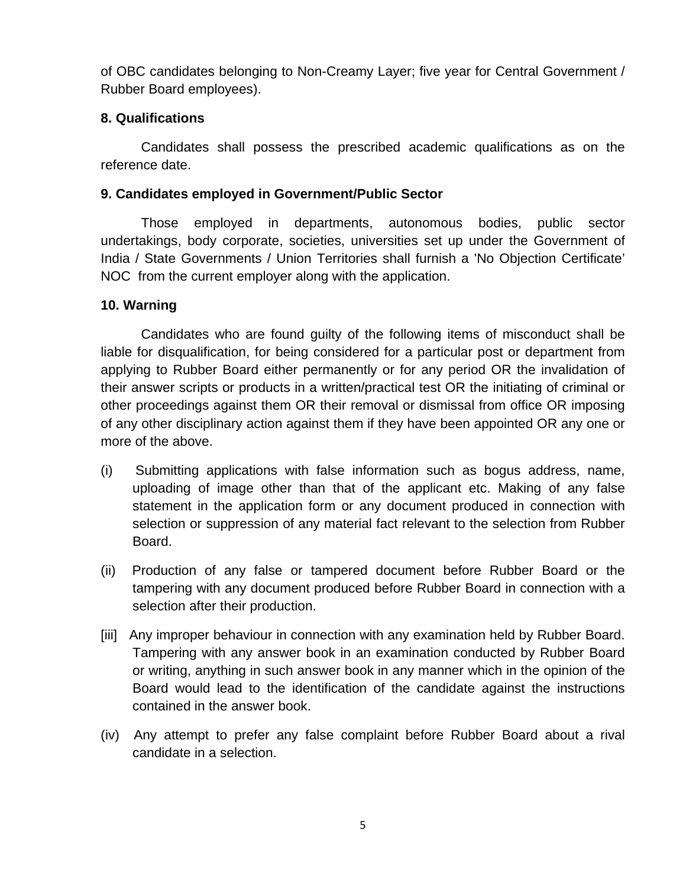of OBC candidates belonging to Non-Creamy Layer; five year for Central Government / Rubber Board employees).

**8. Qualifications**

Candidates shall possess the prescribed academic qualifications as on the reference date.

**9. Candidates employed in Government/Public Sector**

Those employed in departments, autonomous bodies, public sector undertakings, body corporate, societies, universities set up under the Government of India / State Governments / Union Territories shall furnish a 'No Objection Certificate' NOC from the current employer along with the application.

**10. Warning**

Candidates who are found guilty of the following items of misconduct shall be liable for disqualification, for being considered for a particular post or department from applying to Rubber Board either permanently or for any period OR the invalidation of their answer scripts or products in a written/practical test OR the initiating of criminal or other proceedings against them OR their removal or dismissal from office OR imposing of any other disciplinary action against them if they have been appointed OR any one or more of the above.

(i) Submitting applications with false information such as bogus address, name, uploading of image other than that of the applicant etc. Making of any false statement in the application form or any document produced in connection with selection or suppression of any material fact relevant to the selection from Rubber Board.

(ii) Production of any false or tampered document before Rubber Board or the tampering with any document produced before Rubber Board in connection with a selection after their production.

[iii] Any improper behaviour in connection with any examination held by Rubber Board. Tampering with any answer book in an examination conducted by Rubber Board or writing, anything in such answer book in any manner which in the opinion of the Board would lead to the identification of the candidate against the instructions contained in the answer book.

(iv) Any attempt to prefer any false complaint before Rubber Board about a rival candidate in a selection.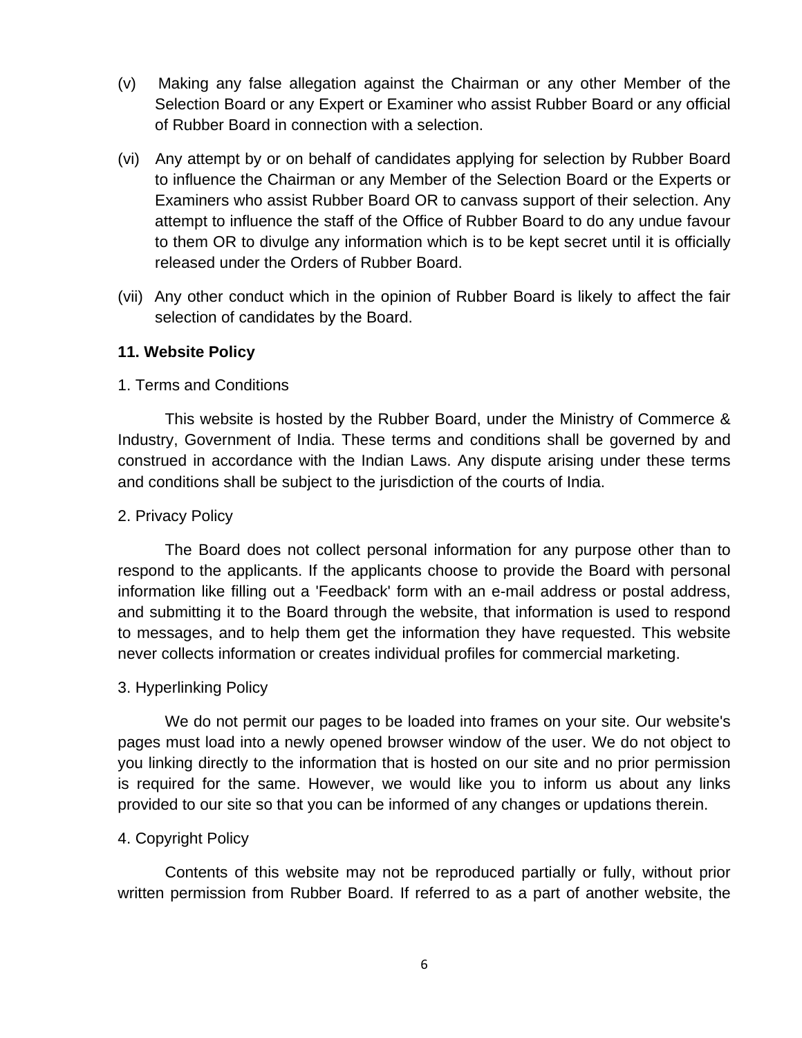(v) Making any false allegation against the Chairman or any other Member of the Selection Board or any Expert or Examiner who assist Rubber Board or any official of Rubber Board in connection with a selection.

(vi) Any attempt by or on behalf of candidates applying for selection by Rubber Board to influence the Chairman or any Member of the Selection Board or the Experts or Examiners who assist Rubber Board OR to canvass support of their selection. Any attempt to influence the staff of the Office of Rubber Board to do any undue favour to them OR to divulge any information which is to be kept secret until it is officially released under the Orders of Rubber Board.

(vii) Any other conduct which in the opinion of Rubber Board is likely to affect the fair selection of candidates by the Board.

**11. Website Policy**

1. Terms and Conditions

This website is hosted by the Rubber Board, under the Ministry of Commerce & Industry, Government of India. These terms and conditions shall be governed by and construed in accordance with the Indian Laws. Any dispute arising under these terms and conditions shall be subject to the jurisdiction of the courts of India.

2. Privacy Policy

The Board does not collect personal information for any purpose other than to respond to the applicants. If the applicants choose to provide the Board with personal information like filling out a 'Feedback' form with an e-mail address or postal address, and submitting it to the Board through the website, that information is used to respond to messages, and to help them get the information they have requested. This website never collects information or creates individual profiles for commercial marketing.

3. Hyperlinking Policy

We do not permit our pages to be loaded into frames on your site. Our website's pages must load into a newly opened browser window of the user. We do not object to you linking directly to the information that is hosted on our site and no prior permission is required for the same. However, we would like you to inform us about any links provided to our site so that you can be informed of any changes or updations therein.

4. Copyright Policy

Contents of this website may not be reproduced partially or fully, without prior written permission from Rubber Board. If referred to as a part of another website, the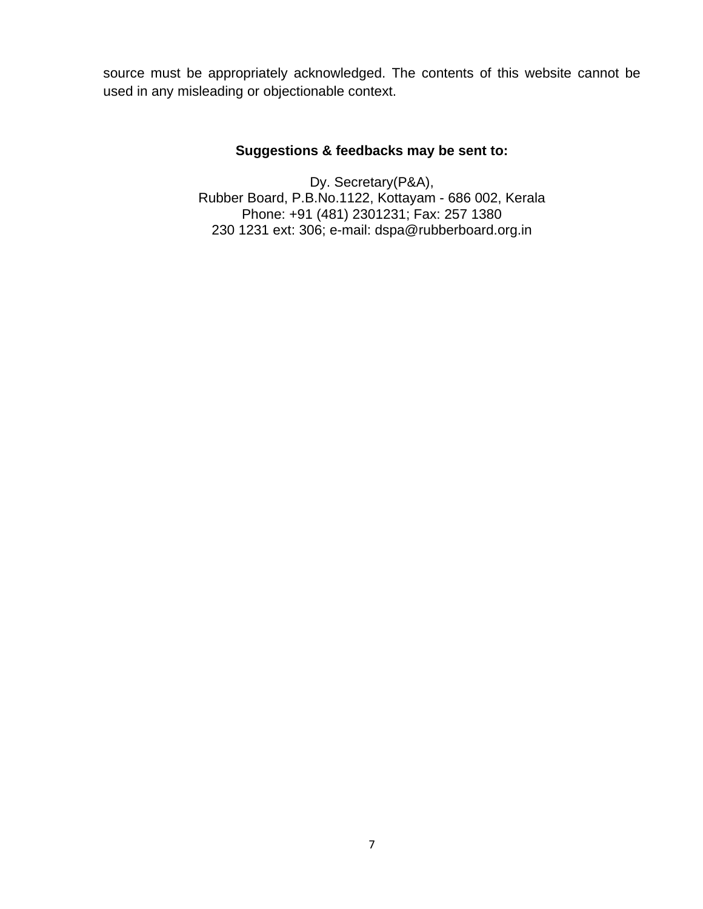source must be appropriately acknowledged. The contents of this website cannot be used in any misleading or objectionable context.

**Suggestions & feedbacks may be sent to:**

Dy. Secretary(P&A),
Rubber Board, P.B.No.1122, Kottayam - 686 002, Kerala
Phone: +91 (481) 2301231; Fax: 257 1380
230 1231 ext: 306; e-mail: dspa@rubberboard.org.in